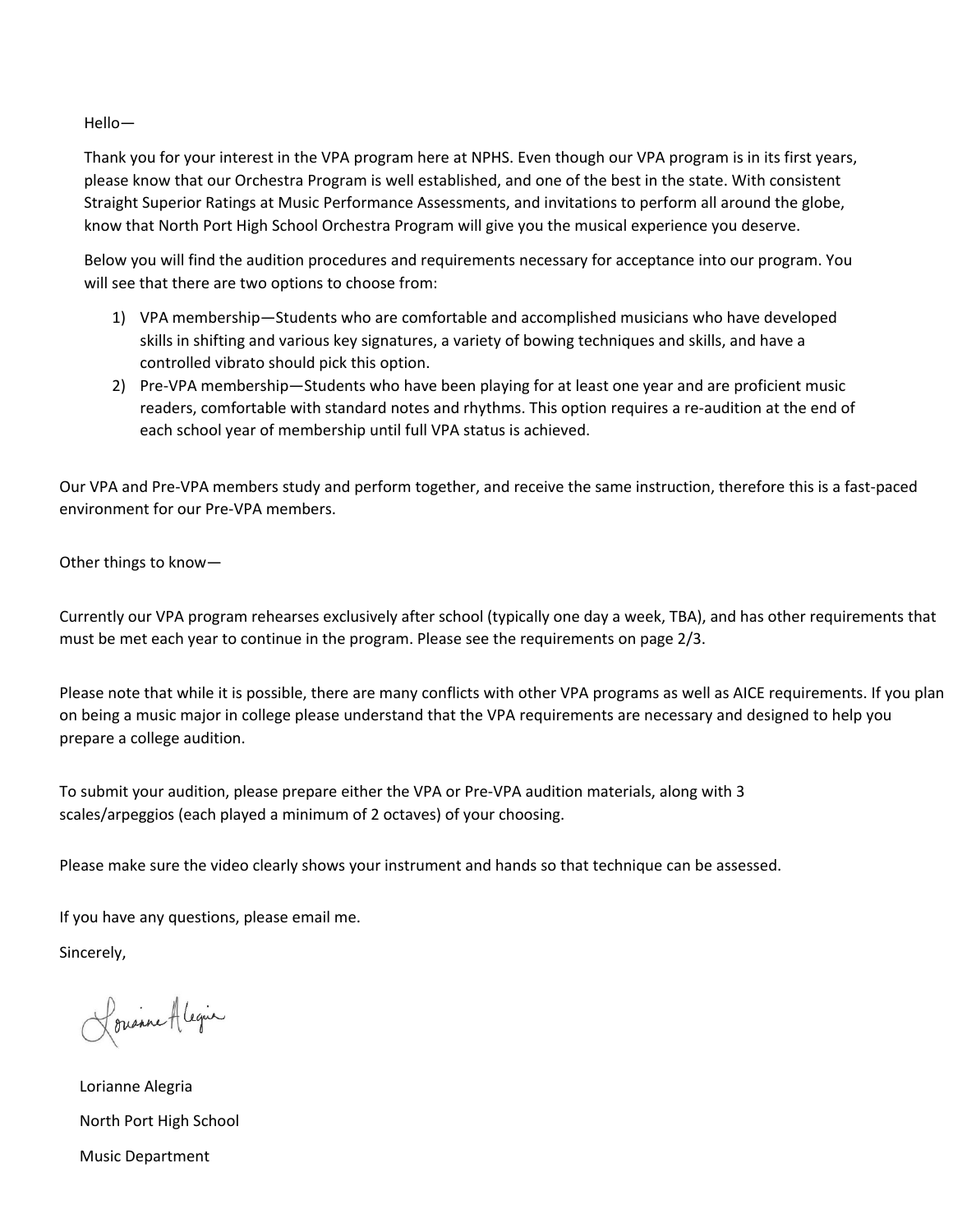Hello—

Thank you for your interest in the VPA program here at NPHS. Even though our VPA program is in its first years, please know that our Orchestra Program is well established, and one of the best in the state. With consistent Straight Superior Ratings at Music Performance Assessments, and invitations to perform all around the globe, know that North Port High School Orchestra Program will give you the musical experience you deserve.

Below you will find the audition procedures and requirements necessary for acceptance into our program. You will see that there are two options to choose from:

1) VPA membership—Students who are comfortable and accomplished musicians who have developed skills in shifting and various key signatures, a variety of bowing techniques and skills, and have a controlled vibrato should pick this option.
2) Pre-VPA membership—Students who have been playing for at least one year and are proficient music readers, comfortable with standard notes and rhythms. This option requires a re-audition at the end of each school year of membership until full VPA status is achieved.

Our VPA and Pre-VPA members study and perform together, and receive the same instruction, therefore this is a fast-paced environment for our Pre-VPA members.

Other things to know—

Currently our VPA program rehearses exclusively after school (typically one day a week, TBA), and has other requirements that must be met each year to continue in the program. Please see the requirements on page 2/3.

Please note that while it is possible, there are many conflicts with other VPA programs as well as AICE requirements. If you plan on being a music major in college please understand that the VPA requirements are necessary and designed to help you prepare a college audition.

To submit your audition, please prepare either the VPA or Pre-VPA audition materials, along with 3 scales/arpeggios (each played a minimum of 2 octaves) of your choosing.

Please make sure the video clearly shows your instrument and hands so that technique can be assessed.

If you have any questions, please email me.

Sincerely,

Lorianne Alegria

Lorianne Alegria

North Port High School

Music Department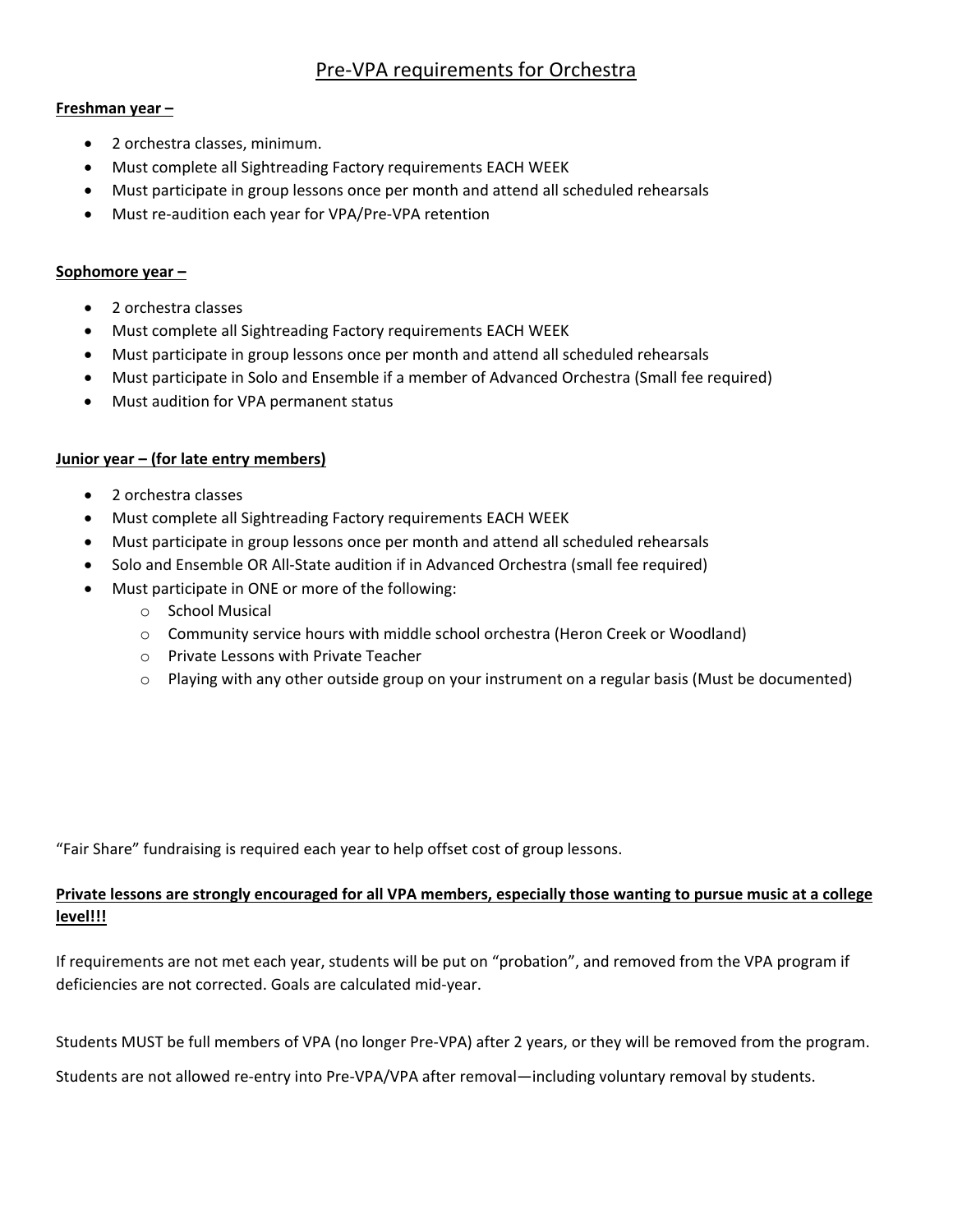# Pre-VPA requirements for Orchestra

**Freshman year –**

- 2 orchestra classes, minimum.
- Must complete all Sightreading Factory requirements EACH WEEK
- Must participate in group lessons once per month and attend all scheduled rehearsals
- Must re-audition each year for VPA/Pre-VPA retention

**Sophomore year –**

- 2 orchestra classes
- Must complete all Sightreading Factory requirements EACH WEEK
- Must participate in group lessons once per month and attend all scheduled rehearsals
- Must participate in Solo and Ensemble if a member of Advanced Orchestra (Small fee required)
- Must audition for VPA permanent status

**Junior year – (for late entry members)**

- 2 orchestra classes
- Must complete all Sightreading Factory requirements EACH WEEK
- Must participate in group lessons once per month and attend all scheduled rehearsals
- Solo and Ensemble OR All-State audition if in Advanced Orchestra (small fee required)
- Must participate in ONE or more of the following:
    - School Musical
    - Community service hours with middle school orchestra (Heron Creek or Woodland)
    - Private Lessons with Private Teacher
    - Playing with any other outside group on your instrument on a regular basis (Must be documented)

"Fair Share" fundraising is required each year to help offset cost of group lessons.

**Private lessons are strongly encouraged for all VPA members, especially those wanting to pursue music at a college level!!!**

If requirements are not met each year, students will be put on "probation", and removed from the VPA program if deficiencies are not corrected. Goals are calculated mid-year.

Students MUST be full members of VPA (no longer Pre-VPA) after 2 years, or they will be removed from the program.

Students are not allowed re-entry into Pre-VPA/VPA after removal—including voluntary removal by students.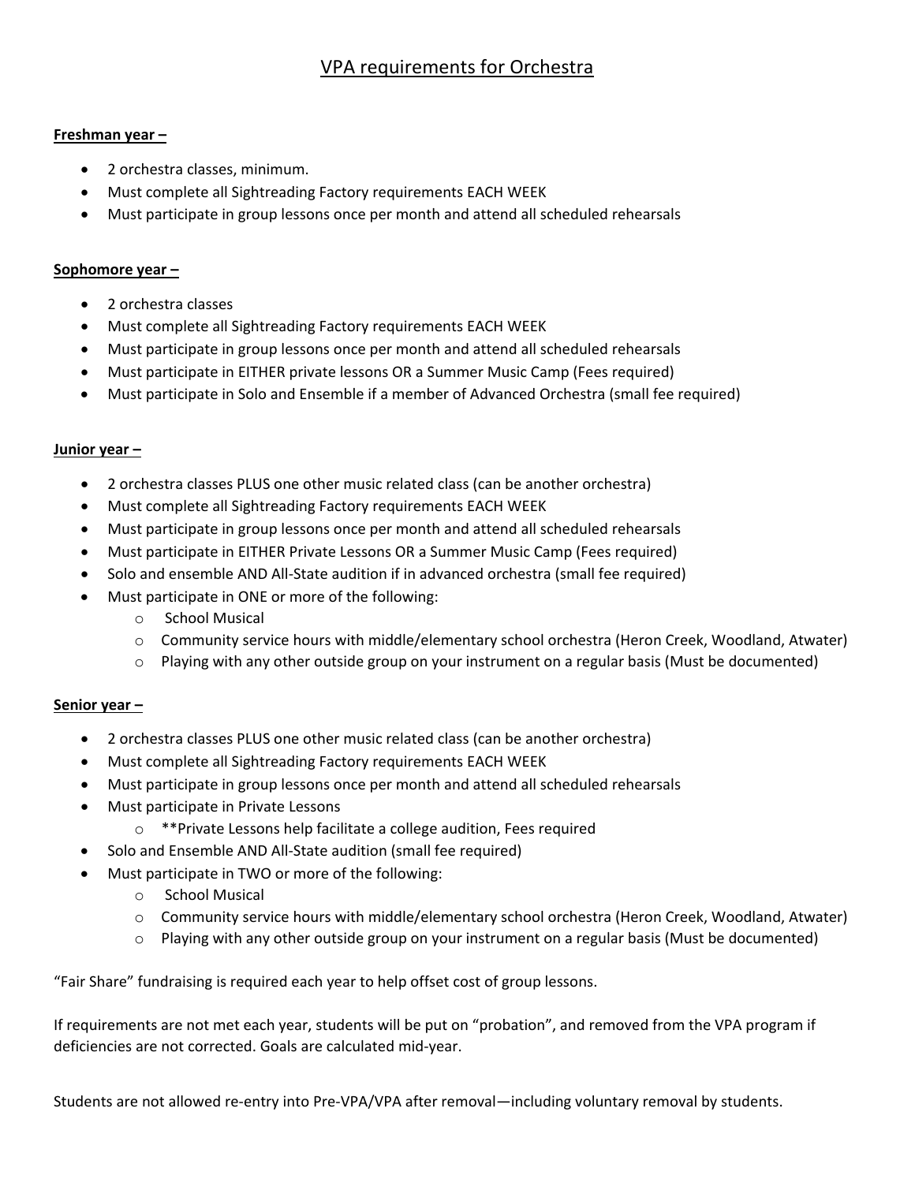# VPA requirements for Orchestra

**Freshman year –**

- 2 orchestra classes, minimum.
- Must complete all Sightreading Factory requirements EACH WEEK
- Must participate in group lessons once per month and attend all scheduled rehearsals

**Sophomore year –**

- 2 orchestra classes
- Must complete all Sightreading Factory requirements EACH WEEK
- Must participate in group lessons once per month and attend all scheduled rehearsals
- Must participate in EITHER private lessons OR a Summer Music Camp (Fees required)
- Must participate in Solo and Ensemble if a member of Advanced Orchestra (small fee required)

**Junior year –**

- 2 orchestra classes PLUS one other music related class (can be another orchestra)
- Must complete all Sightreading Factory requirements EACH WEEK
- Must participate in group lessons once per month and attend all scheduled rehearsals
- Must participate in EITHER Private Lessons OR a Summer Music Camp (Fees required)
- Solo and ensemble AND All-State audition if in advanced orchestra (small fee required)
- Must participate in ONE or more of the following:
  - School Musical
  - Community service hours with middle/elementary school orchestra (Heron Creek, Woodland, Atwater)
  - Playing with any other outside group on your instrument on a regular basis (Must be documented)

**Senior year –**

- 2 orchestra classes PLUS one other music related class (can be another orchestra)
- Must complete all Sightreading Factory requirements EACH WEEK
- Must participate in group lessons once per month and attend all scheduled rehearsals
- Must participate in Private Lessons
  - **Private Lessons help facilitate a college audition, Fees required
- Solo and Ensemble AND All-State audition (small fee required)
- Must participate in TWO or more of the following:
  - School Musical
  - Community service hours with middle/elementary school orchestra (Heron Creek, Woodland, Atwater)
  - Playing with any other outside group on your instrument on a regular basis (Must be documented)

"Fair Share" fundraising is required each year to help offset cost of group lessons.

If requirements are not met each year, students will be put on "probation", and removed from the VPA program if deficiencies are not corrected. Goals are calculated mid-year.

Students are not allowed re-entry into Pre-VPA/VPA after removal—including voluntary removal by students.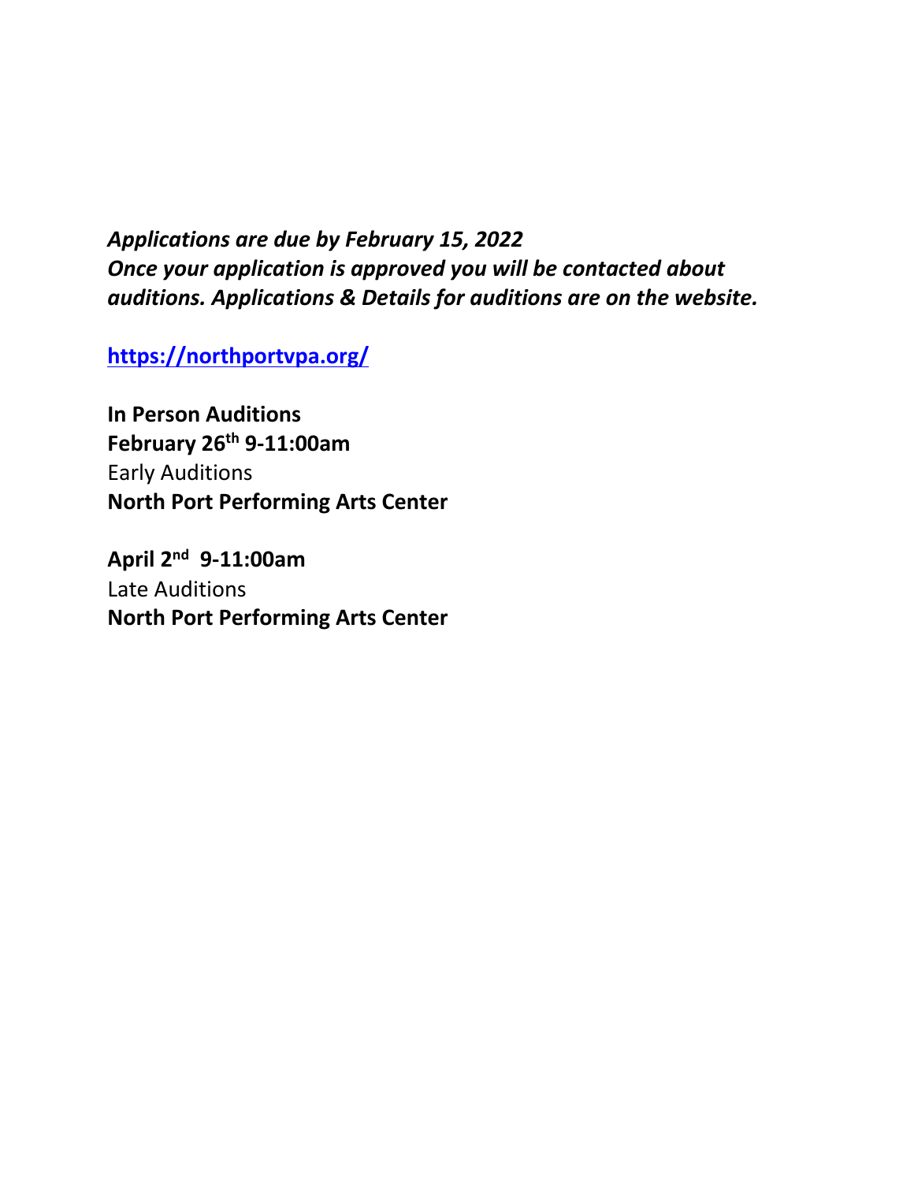*Applications are due by February 15, 2022*
*Once your application is approved you will be contacted about auditions. Applications & Details for auditions are on the website.*

**https://northportvpa.org/**

**In Person Auditions**
**February 26th 9-11:00am**
Early Auditions
**North Port Performing Arts Center**

**April 2nd 9-11:00am**
Late Auditions
**North Port Performing Arts Center**